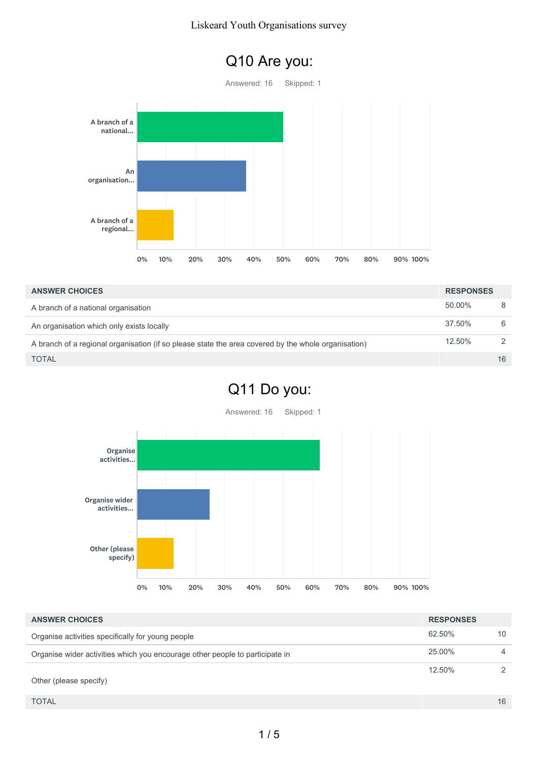## Q10 Are you:

Answered: 16 Skipped: 1

| ANSWER CHOICES | RESPONSES | |
|---|---|---|
| A branch of a national organisation | 50.00% | 8 |
| An organisation which only exists locally | 37.50% | 6 |
| A branch of a regional organisation (if so please state the area covered by the whole organisation) | 12.50% | 2 |
| TOTAL | | 16 |

## Q11 Do you:

Answered: 16 Skipped: 1

| ANSWER CHOICES | RESPONSES | |
|---|---|---|
| Organise activities specifically for young people | 62.50% | 10 |
| Organise wider activities which you encourage other people to participate in | 25.00% | 4 |
| Other (please specify) | 12.50% | 2 |
| TOTAL | | 16 |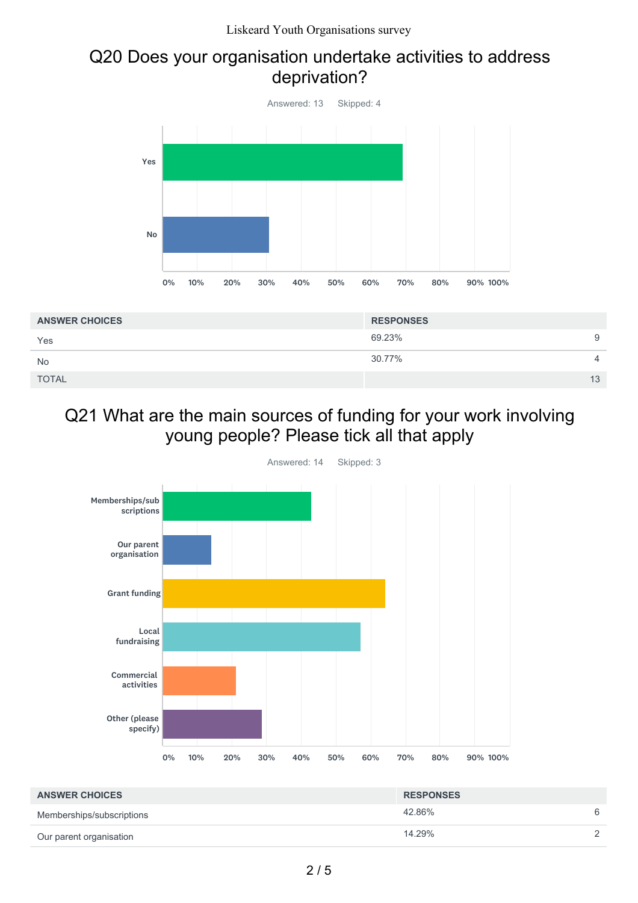## Q20 Does your organisation undertake activities to address deprivation?

Answered: 13 Skipped: 4

| ANSWER CHOICES | RESPONSES | |
|---|---|---|
| Yes | 69.23% | 9 |
| No | 30.77% | 4 |
| TOTAL | | 13 |

## Q21 What are the main sources of funding for your work involving young people? Please tick all that apply

Answered: 14 Skipped: 3

| ANSWER CHOICES | RESPONSES | |
|---|---|---|
| Memberships/subscriptions | 42.86% | 6 |
| Our parent organisation | 14.29% | 2 |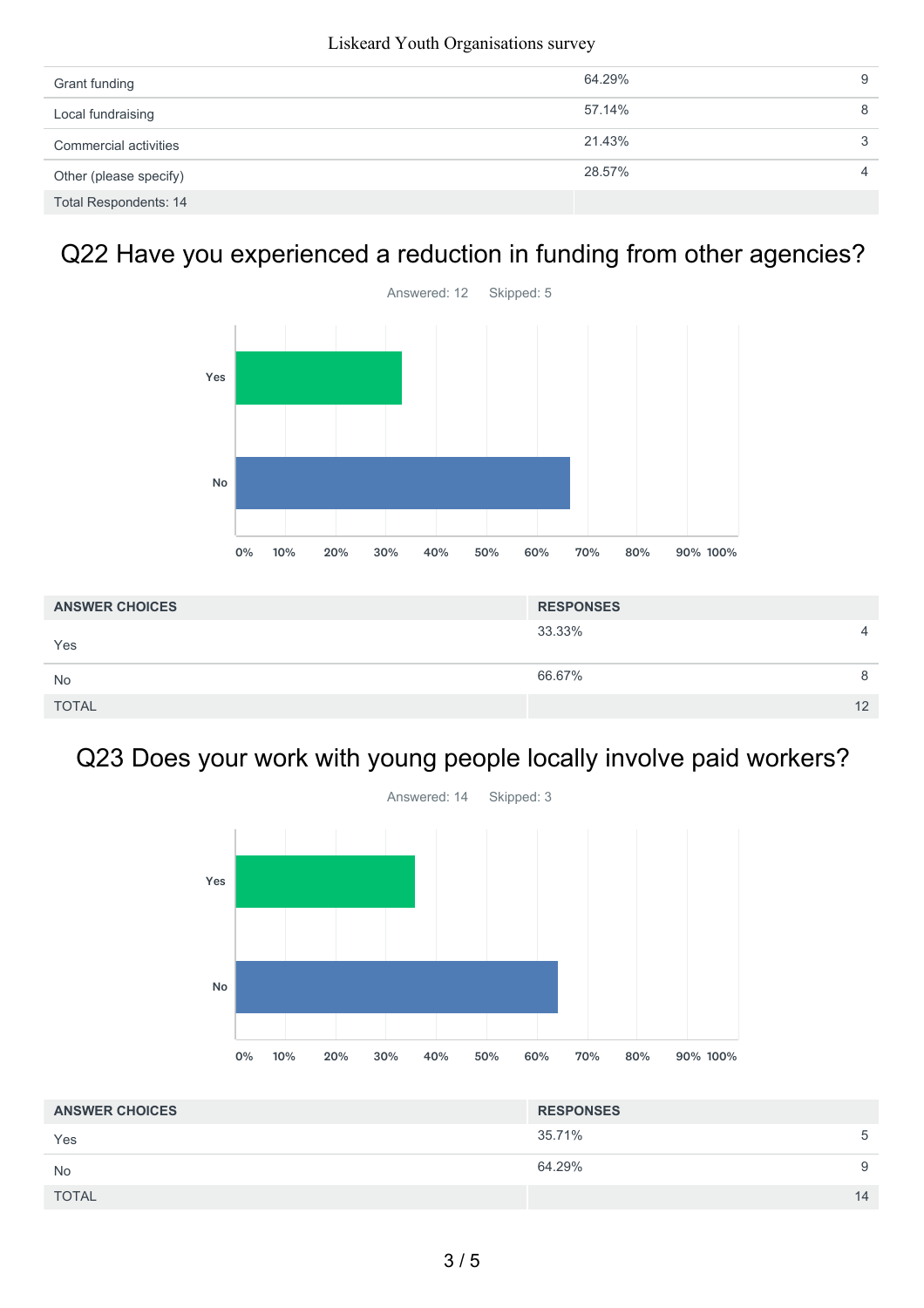| | | |
|---|---|---|
| Grant funding | 64.29% | 9 |
| Local fundraising | 57.14% | 8 |
| Commercial activities | 21.43% | 3 |
| Other (please specify) | 28.57% | 4 |
| Total Respondents: 14 | | |

## Q22 Have you experienced a reduction in funding from other agencies?

Answered: 12 Skipped: 5

| ANSWER CHOICES | RESPONSES | |
|---|---|---|
| Yes | 33.33% | 4 |
| No | 66.67% | 8 |
| TOTAL | | 12 |

## Q23 Does your work with young people locally involve paid workers?

Answered: 14 Skipped: 3

| ANSWER CHOICES | RESPONSES | |
|---|---|---|
| Yes | 35.71% | 5 |
| No | 64.29% | 9 |
| TOTAL | | 14 |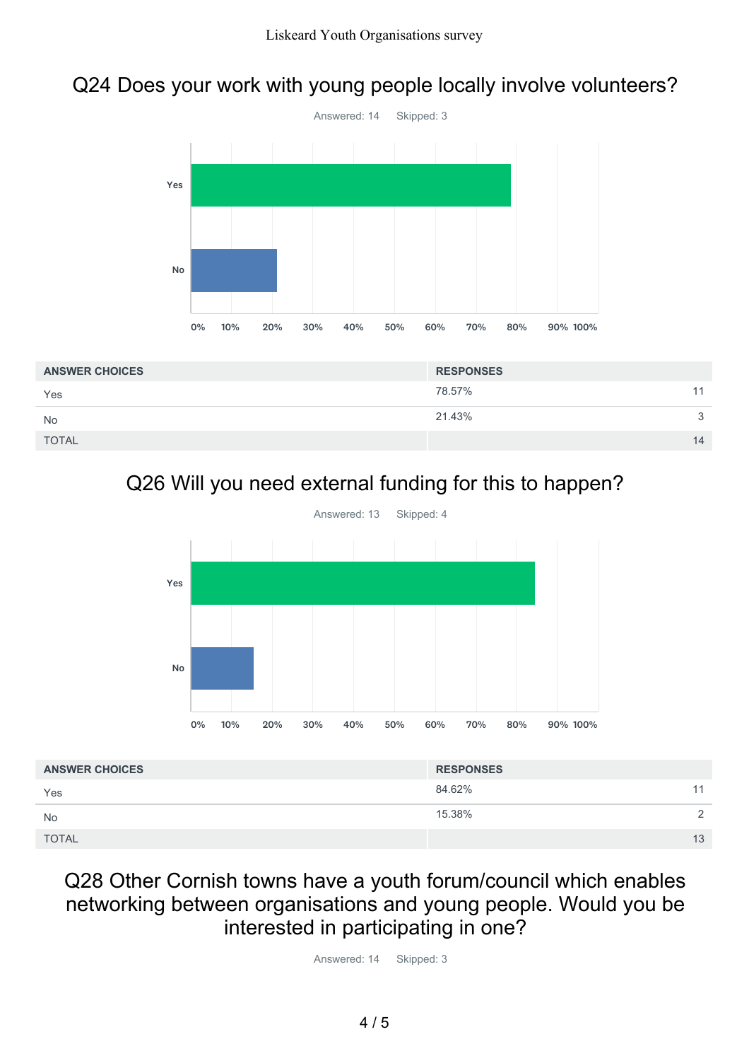## Q24 Does your work with young people locally involve volunteers?

Answered: 14 Skipped: 3

| ANSWER CHOICES | RESPONSES | |
|---|---|---|
| Yes | 78.57% | 11 |
| No | 21.43% | 3 |
| TOTAL | | 14 |

## Q26 Will you need external funding for this to happen?

Answered: 13 Skipped: 4

| ANSWER CHOICES | RESPONSES | |
|---|---|---|
| Yes | 84.62% | 11 |
| No | 15.38% | 2 |
| TOTAL | | 13 |

## Q28 Other Cornish towns have a youth forum/council which enables networking between organisations and young people. Would you be interested in participating in one?

Answered: 14 Skipped: 3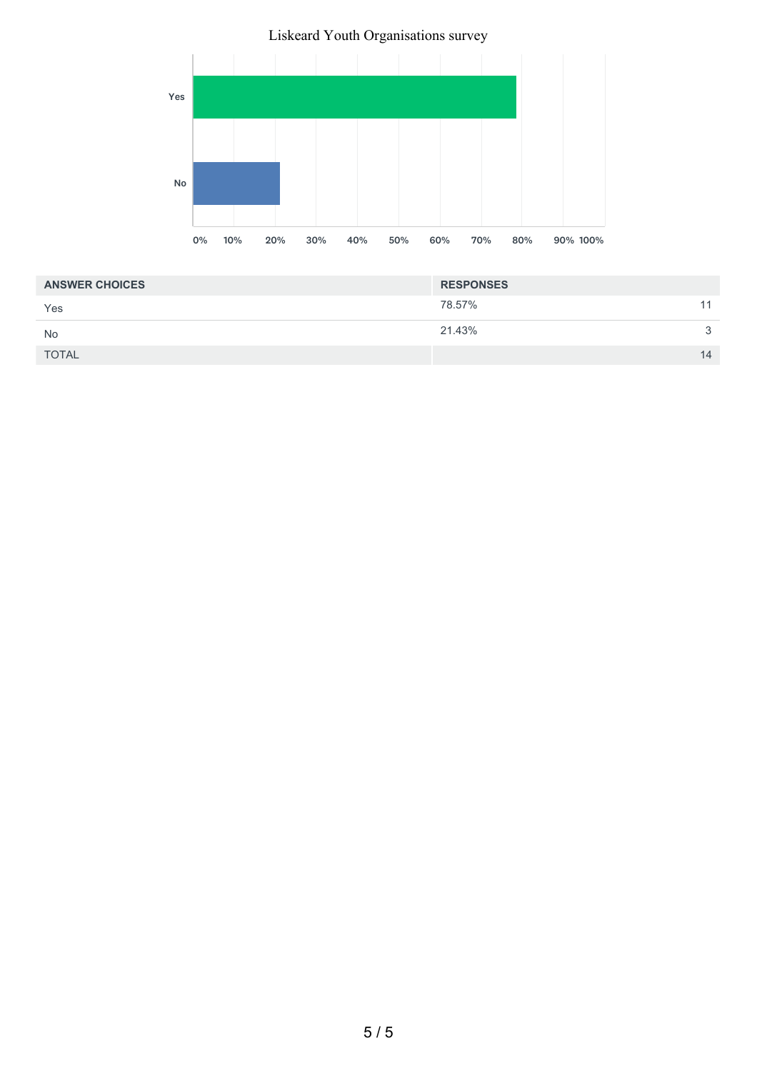Liskeard Youth Organisations survey

Yes

No

0% 10% 20% 30% 40% 50% 60% 70% 80% 90% 100%

| ANSWER CHOICES | RESPONSES | |
|---|---|---|
| Yes | 78.57% | 11 |
| No | 21.43% | 3 |
| TOTAL | | 14 |